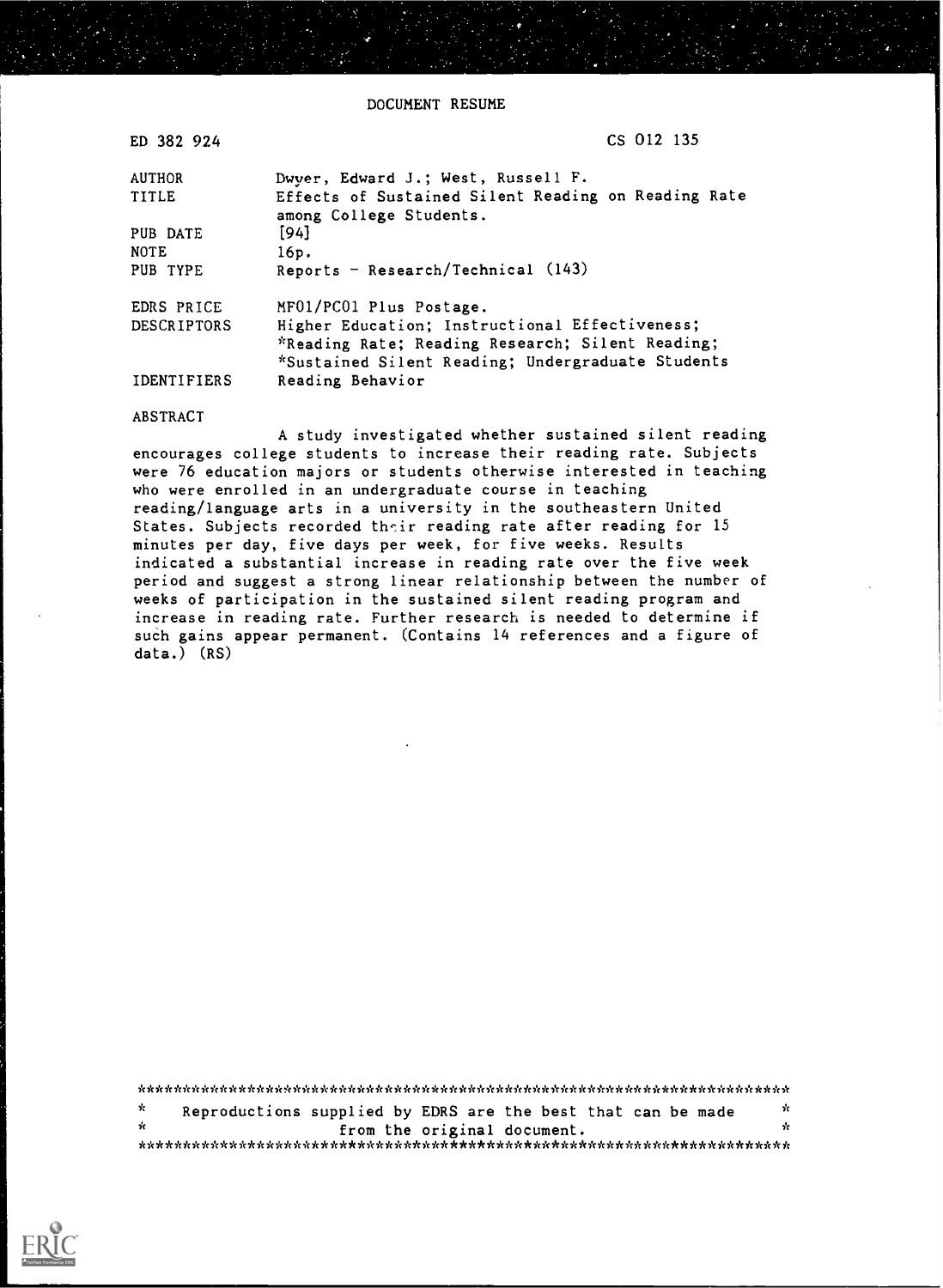DOCUMENT RESUME

| | |
|---|---|
| ED 382 924 | CS 012 135 |
| AUTHOR | Dwyer, Edward J.; West, Russell F. |
| TITLE | Effects of Sustained Silent Reading on Reading Rate among College Students. |
| PUB DATE | [94] |
| NOTE | 16p. |
| PUB TYPE | Reports - Research/Technical (143) |
| EDRS PRICE | MF01/PC01 Plus Postage. |
| DESCRIPTORS | Higher Education; Instructional Effectiveness; *Reading Rate; Reading Research; Silent Reading; *Sustained Silent Reading; Undergraduate Students |
| IDENTIFIERS | Reading Behavior |

ABSTRACT

A study investigated whether sustained silent reading encourages college students to increase their reading rate. Subjects were 76 education majors or students otherwise interested in teaching who were enrolled in an undergraduate course in teaching reading/language arts in a university in the southeastern United States. Subjects recorded their reading rate after reading for 15 minutes per day, five days per week, for five weeks. Results indicated a substantial increase in reading rate over the five week period and suggest a strong linear relationship between the number of weeks of participation in the sustained silent reading program and increase in reading rate. Further research is needed to determine if such gains appear permanent. (Contains 14 references and a figure of data.) (RS)

***********************************************************************
* Reproductions supplied by EDRS are the best that can be made *
* from the original document. *
***********************************************************************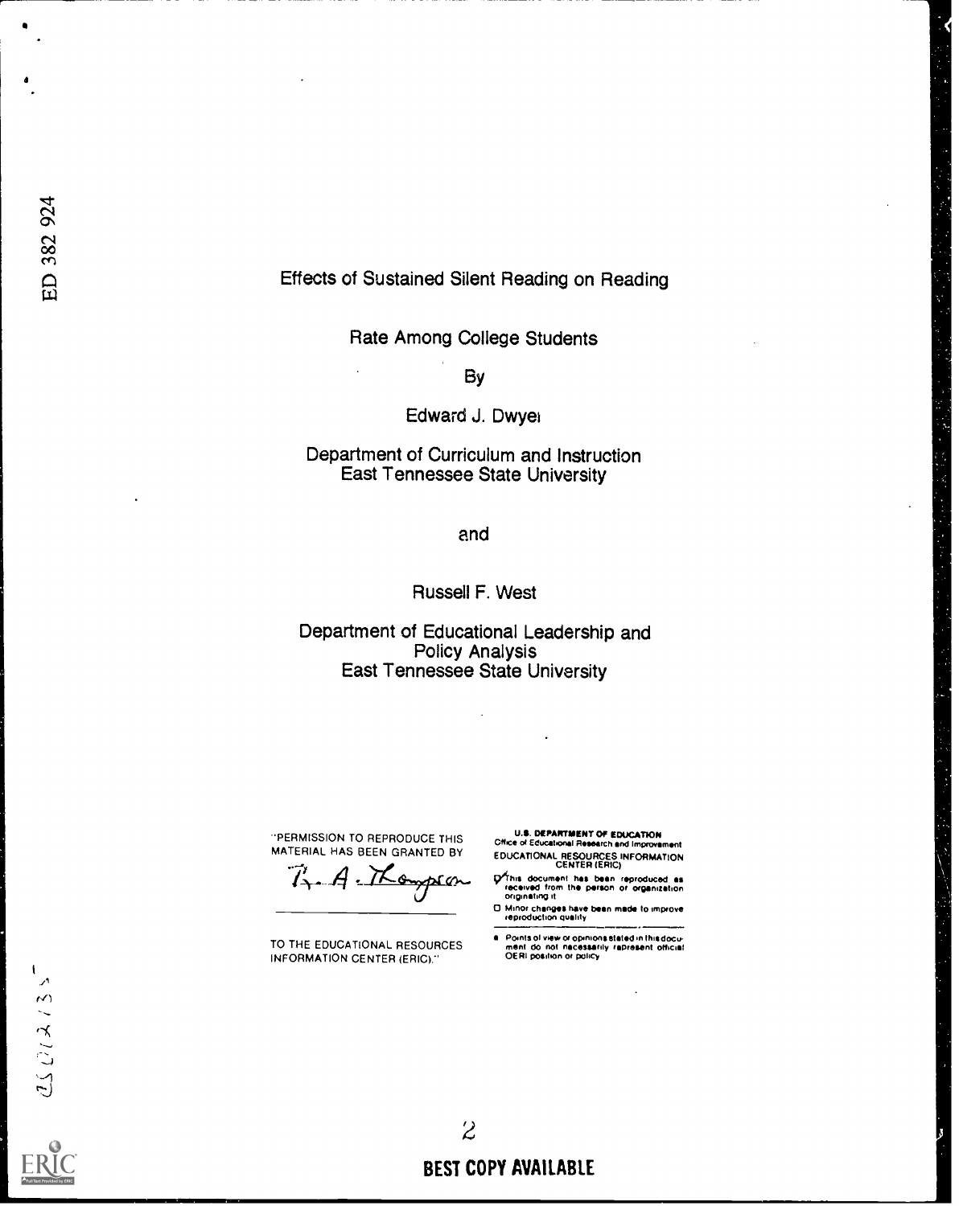ED 382 924

# Effects of Sustained Silent Reading on Reading Rate Among College Students

By

Edward J. Dwyer

Department of Curriculum and Instruction
East Tennessee State University

and

Russell F. West

Department of Educational Leadership and Policy Analysis
East Tennessee State University

"PERMISSION TO REPRODUCE THIS MATERIAL HAS BEEN GRANTED BY

R. A. Thompson

TO THE EDUCATIONAL RESOURCES INFORMATION CENTER (ERIC)."

U.S. DEPARTMENT OF EDUCATION
Office of Educational Research and Improvement
EDUCATIONAL RESOURCES INFORMATION CENTER (ERIC)

- ☑ This document has been reproduced as received from the person or organization originating it.
- ☐ Minor changes have been made to improve reproduction quality.

- Points of view or opinions stated in this document do not necessarily represent official OERI position or policy.

CS012135

BEST COPY AVAILABLE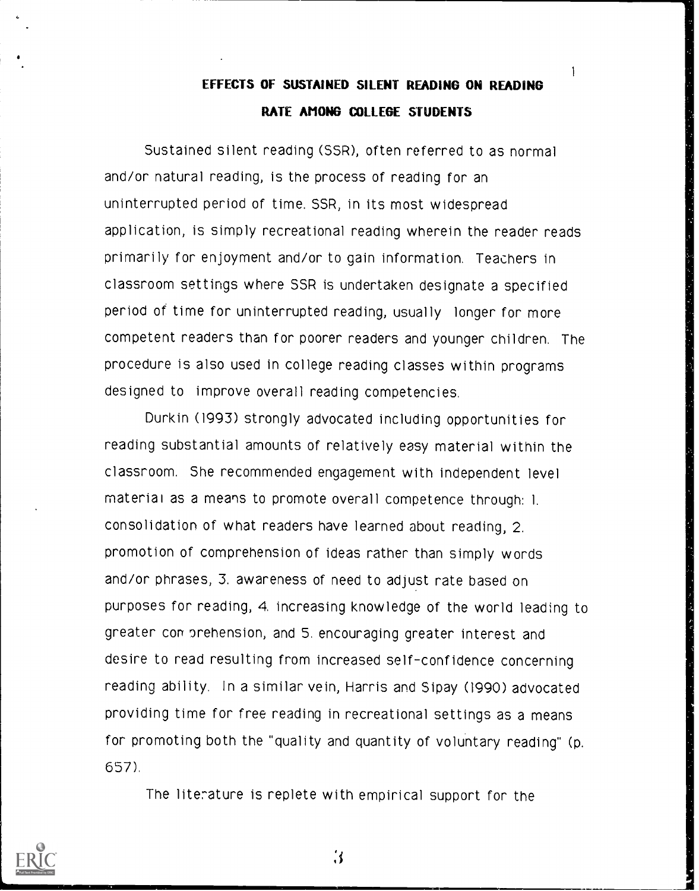# EFFECTS OF SUSTAINED SILENT READING ON READING RATE AMONG COLLEGE STUDENTS

Sustained silent reading (SSR), often referred to as normal and/or natural reading, is the process of reading for an uninterrupted period of time. SSR, in its most widespread application, is simply recreational reading wherein the reader reads primarily for enjoyment and/or to gain information. Teachers in classroom settings where SSR is undertaken designate a specified period of time for uninterrupted reading, usually longer for more competent readers than for poorer readers and younger children. The procedure is also used in college reading classes within programs designed to improve overall reading competencies.

Durkin (1993) strongly advocated including opportunities for reading substantial amounts of relatively easy material within the classroom. She recommended engagement with independent level material as a means to promote overall competence through: 1. consolidation of what readers have learned about reading, 2. promotion of comprehension of ideas rather than simply words and/or phrases, 3. awareness of need to adjust rate based on purposes for reading, 4. increasing knowledge of the world leading to greater comprehension, and 5. encouraging greater interest and desire to read resulting from increased self-confidence concerning reading ability. In a similar vein, Harris and Sipay (1990) advocated providing time for free reading in recreational settings as a means for promoting both the "quality and quantity of voluntary reading" (p. 657).

The literature is replete with empirical support for the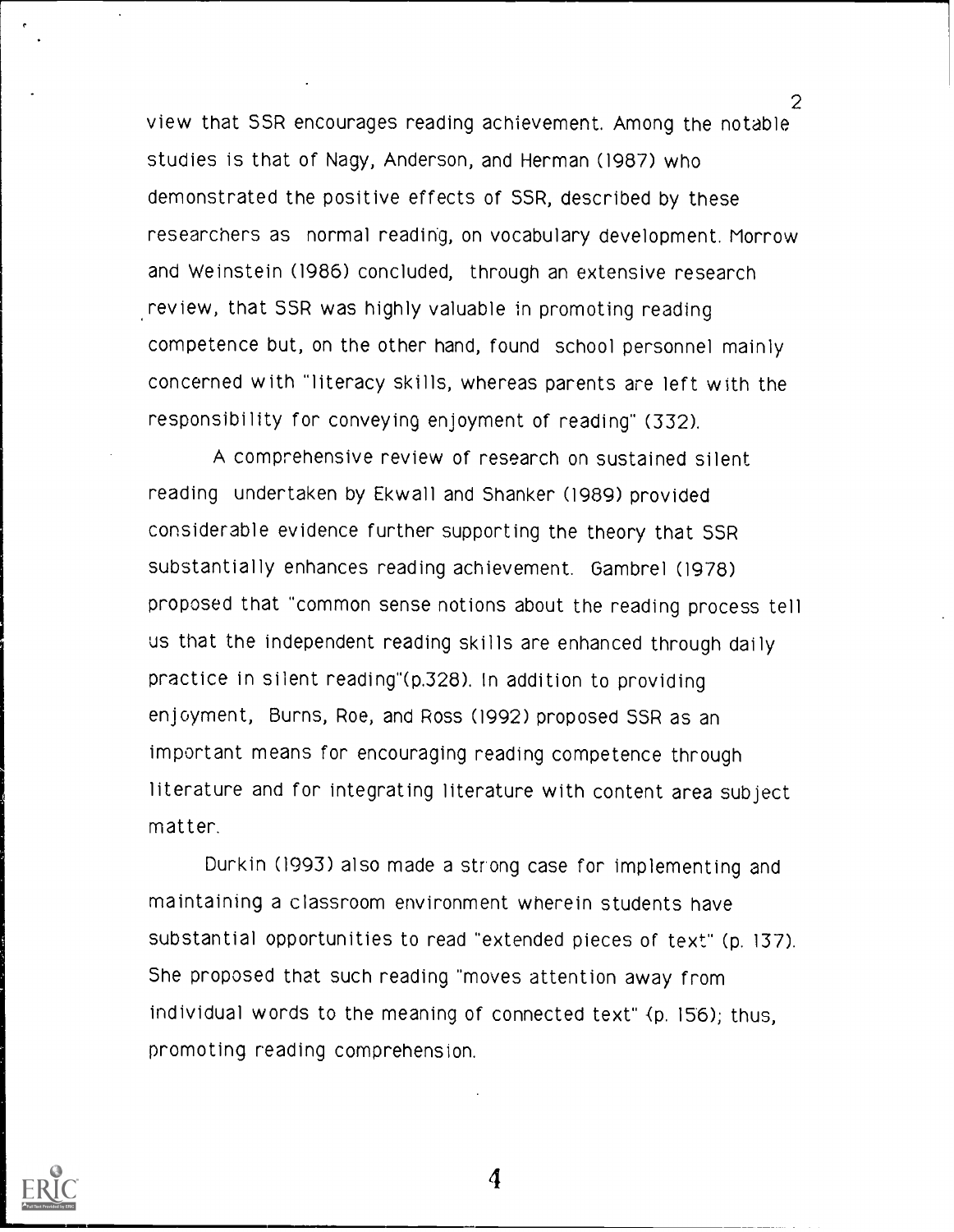view that SSR encourages reading achievement. Among the notable studies is that of Nagy, Anderson, and Herman (1987) who demonstrated the positive effects of SSR, described by these researchers as normal reading, on vocabulary development. Morrow and Weinstein (1986) concluded, through an extensive research review, that SSR was highly valuable in promoting reading competence but, on the other hand, found school personnel mainly concerned with "literacy skills, whereas parents are left with the responsibility for conveying enjoyment of reading" (332).

A comprehensive review of research on sustained silent reading undertaken by Ekwall and Shanker (1989) provided considerable evidence further supporting the theory that SSR substantially enhances reading achievement. Gambrel (1978) proposed that "common sense notions about the reading process tell us that the independent reading skills are enhanced through daily practice in silent reading"(p.328). In addition to providing enjoyment, Burns, Roe, and Ross (1992) proposed SSR as an important means for encouraging reading competence through literature and for integrating literature with content area subject matter.

Durkin (1993) also made a strong case for implementing and maintaining a classroom environment wherein students have substantial opportunities to read "extended pieces of text" (p. 137). She proposed that such reading "moves attention away from individual words to the meaning of connected text" (p. 156); thus, promoting reading comprehension.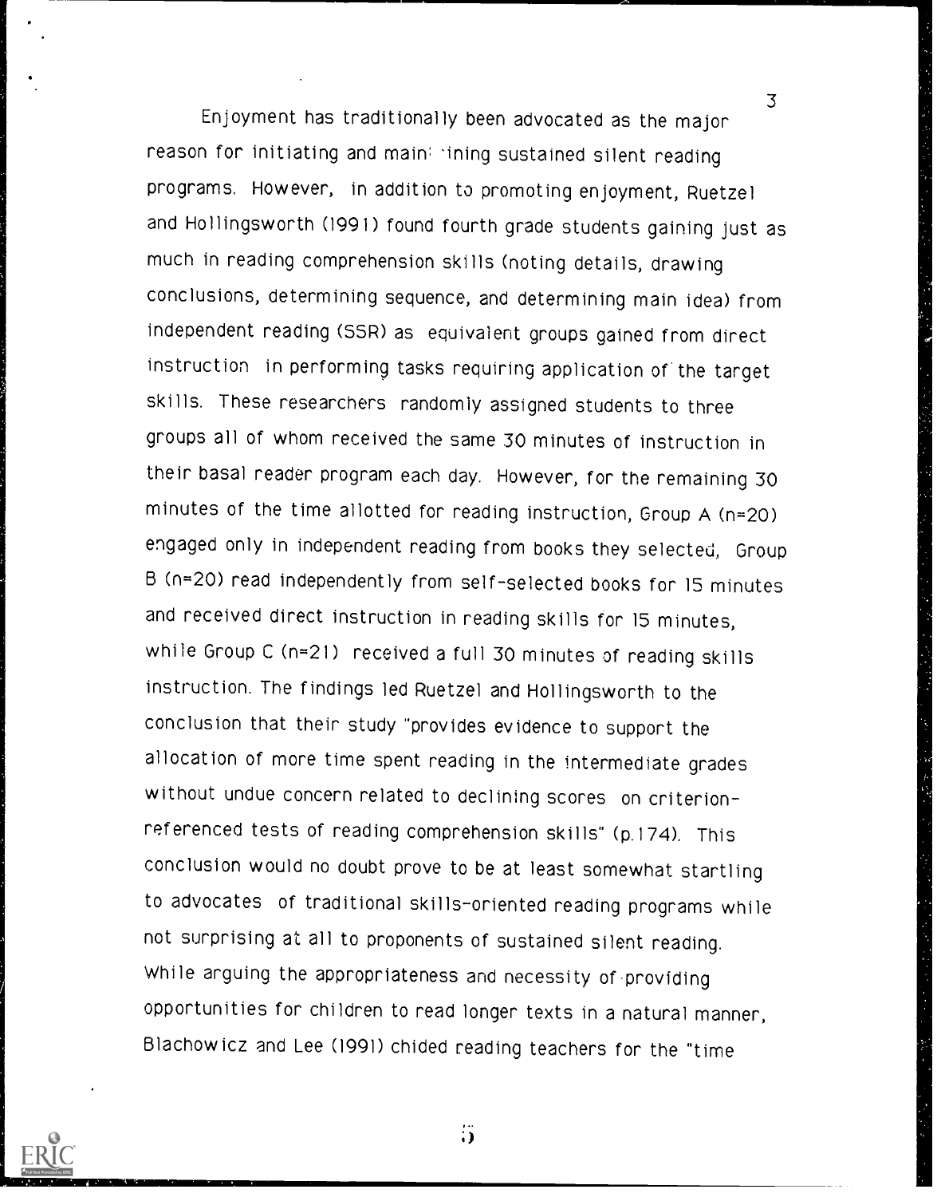Enjoyment has traditionally been advocated as the major reason for initiating and main‹ ›ining sustained silent reading programs. However, in addition to promoting enjoyment, Ruetzel and Hollingsworth (1991) found fourth grade students gaining just as much in reading comprehension skills (noting details, drawing conclusions, determining sequence, and determining main idea) from independent reading (SSR) as equivalent groups gained from direct instruction in performing tasks requiring application of the target skills. These researchers randomly assigned students to three groups all of whom received the same 30 minutes of instruction in their basal reader program each day. However, for the remaining 30 minutes of the time allotted for reading instruction, Group A (n=20) engaged only in independent reading from books they selected, Group B (n=20) read independently from self-selected books for 15 minutes and received direct instruction in reading skills for 15 minutes, while Group C (n=21) received a full 30 minutes of reading skills instruction. The findings led Ruetzel and Hollingsworth to the conclusion that their study "provides evidence to support the allocation of more time spent reading in the intermediate grades without undue concern related to declining scores on criterion-referenced tests of reading comprehension skills" (p.174). This conclusion would no doubt prove to be at least somewhat startling to advocates of traditional skills-oriented reading programs while not surprising at all to proponents of sustained silent reading. While arguing the appropriateness and necessity of providing opportunities for children to read longer texts in a natural manner, Blachowicz and Lee (1991) chided reading teachers for the "time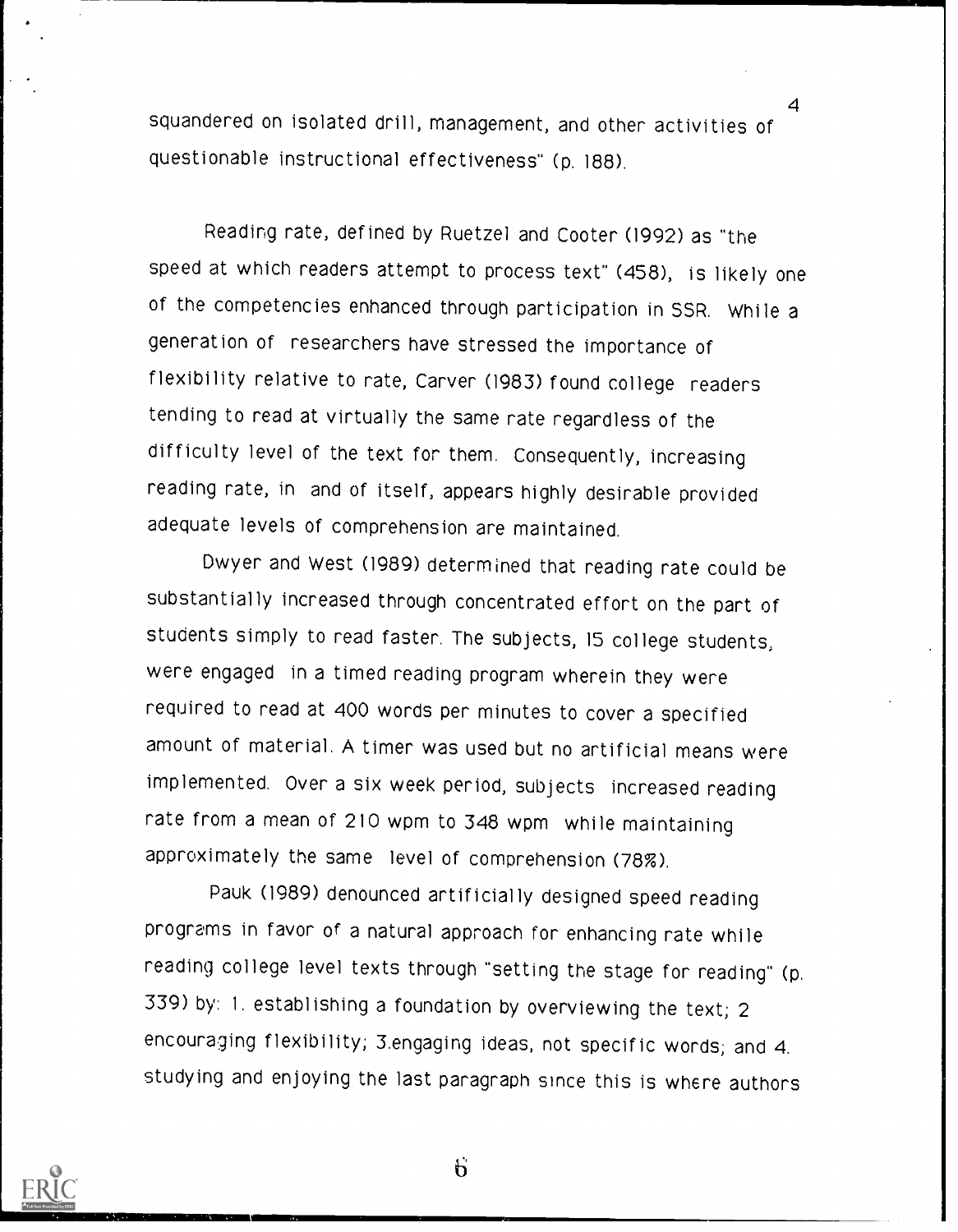squandered on isolated drill, management, and other activities of questionable instructional effectiveness" (p. 188).

Reading rate, defined by Ruetzel and Cooter (1992) as "the speed at which readers attempt to process text" (458), is likely one of the competencies enhanced through participation in SSR. While a generation of researchers have stressed the importance of flexibility relative to rate, Carver (1983) found college readers tending to read at virtually the same rate regardless of the difficulty level of the text for them. Consequently, increasing reading rate, in and of itself, appears highly desirable provided adequate levels of comprehension are maintained.

Dwyer and West (1989) determined that reading rate could be substantially increased through concentrated effort on the part of students simply to read faster. The subjects, 15 college students, were engaged in a timed reading program wherein they were required to read at 400 words per minutes to cover a specified amount of material. A timer was used but no artificial means were implemented. Over a six week period, subjects increased reading rate from a mean of 210 wpm to 348 wpm while maintaining approximately the same level of comprehension (78%).

Pauk (1989) denounced artificially designed speed reading programs in favor of a natural approach for enhancing rate while reading college level texts through "setting the stage for reading" (p. 339) by: 1. establishing a foundation by overviewing the text; 2 encouraging flexibility; 3.engaging ideas, not specific words; and 4. studying and enjoying the last paragraph since this is where authors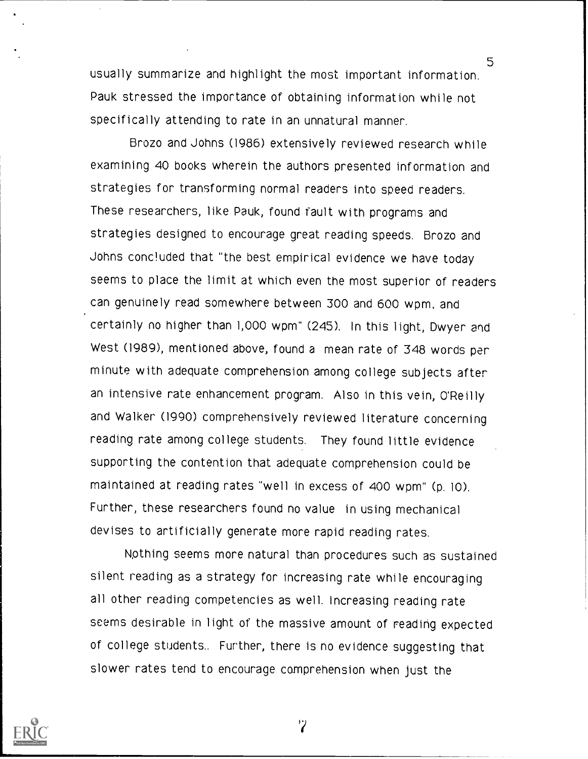usually summarize and highlight the most important information. Pauk stressed the importance of obtaining information while not specifically attending to rate in an unnatural manner.

Brozo and Johns (1986) extensively reviewed research while examining 40 books wherein the authors presented information and strategies for transforming normal readers into speed readers. These researchers, like Pauk, found fault with programs and strategies designed to encourage great reading speeds. Brozo and Johns concluded that "the best empirical evidence we have today seems to place the limit at which even the most superior of readers can genuinely read somewhere between 300 and 600 wpm, and certainly no higher than 1,000 wpm" (245). In this light, Dwyer and West (1989), mentioned above, found a mean rate of 348 words per minute with adequate comprehension among college subjects after an intensive rate enhancement program. Also in this vein, O'Reilly and Walker (1990) comprehensively reviewed literature concerning reading rate among college students. They found little evidence supporting the contention that adequate comprehension could be maintained at reading rates "well in excess of 400 wpm" (p. 10). Further, these researchers found no value in using mechanical devises to artificially generate more rapid reading rates.

Nothing seems more natural than procedures such as sustained silent reading as a strategy for increasing rate while encouraging all other reading competencies as well. Increasing reading rate seems desirable in light of the massive amount of reading expected of college students.. Further, there is no evidence suggesting that slower rates tend to encourage comprehension when just the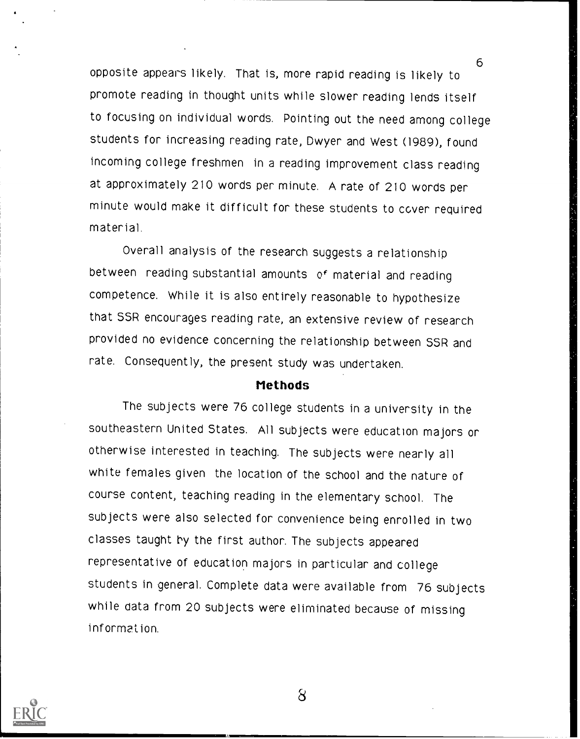opposite appears likely. That is, more rapid reading is likely to promote reading in thought units while slower reading lends itself to focusing on individual words. Pointing out the need among college students for increasing reading rate, Dwyer and West (1989), found incoming college freshmen in a reading improvement class reading at approximately 210 words per minute. A rate of 210 words per minute would make it difficult for these students to cover required material.

Overall analysis of the research suggests a relationship between reading substantial amounts of material and reading competence. While it is also entirely reasonable to hypothesize that SSR encourages reading rate, an extensive review of research provided no evidence concerning the relationship between SSR and rate. Consequently, the present study was undertaken.

## Methods

The subjects were 76 college students in a university in the southeastern United States. All subjects were education majors or otherwise interested in teaching. The subjects were nearly all white females given the location of the school and the nature of course content, teaching reading in the elementary school. The subjects were also selected for convenience being enrolled in two classes taught by the first author. The subjects appeared representative of education majors in particular and college students in general. Complete data were available from 76 subjects while data from 20 subjects were eliminated because of missing information.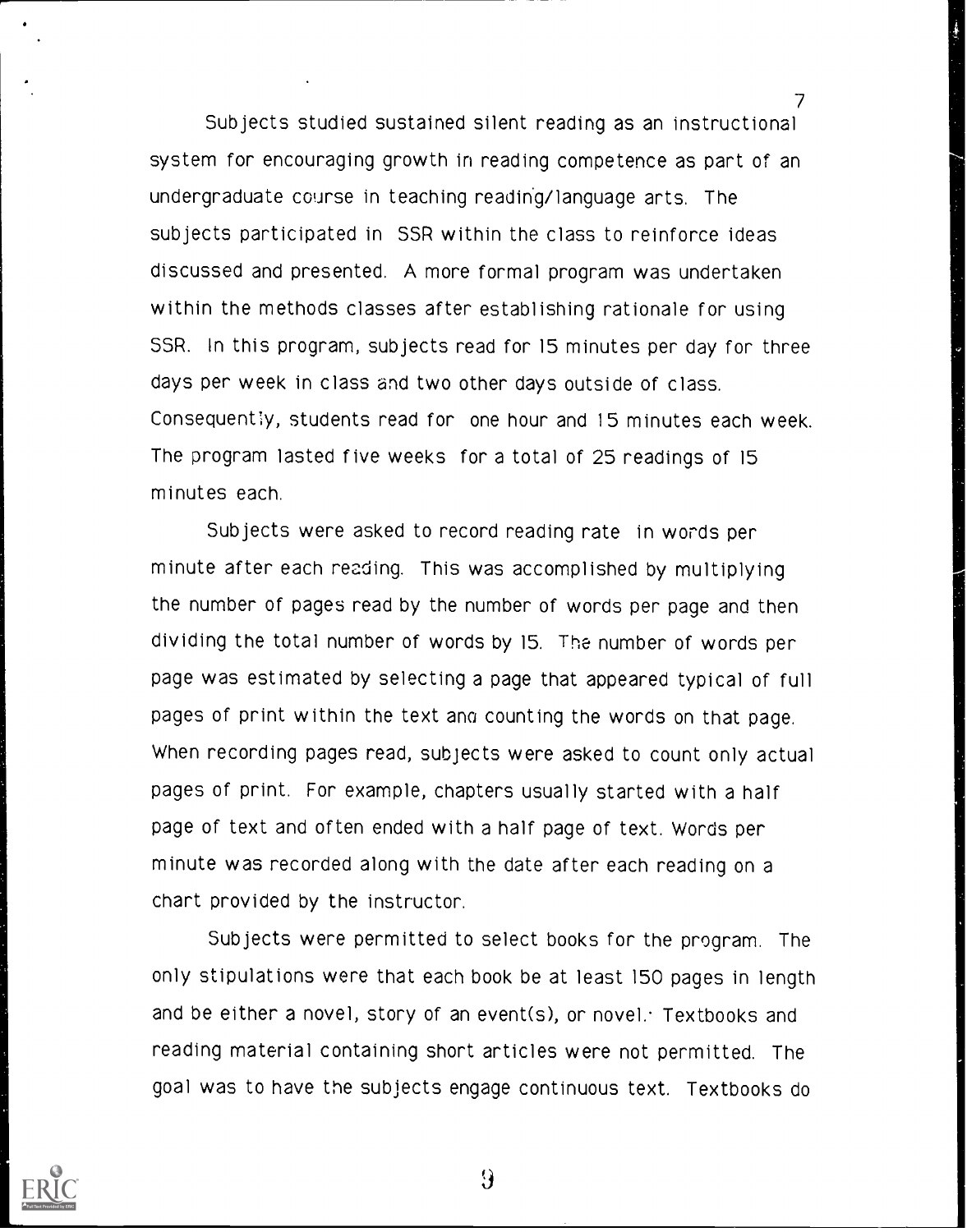Subjects studied sustained silent reading as an instructional system for encouraging growth in reading competence as part of an undergraduate course in teaching reading/language arts. The subjects participated in SSR within the class to reinforce ideas discussed and presented. A more formal program was undertaken within the methods classes after establishing rationale for using SSR. In this program, subjects read for 15 minutes per day for three days per week in class and two other days outside of class. Consequently, students read for one hour and 15 minutes each week. The program lasted five weeks for a total of 25 readings of 15 minutes each.

Subjects were asked to record reading rate in words per minute after each reading. This was accomplished by multiplying the number of pages read by the number of words per page and then dividing the total number of words by 15. The number of words per page was estimated by selecting a page that appeared typical of full pages of print within the text and counting the words on that page. When recording pages read, subjects were asked to count only actual pages of print. For example, chapters usually started with a half page of text and often ended with a half page of text. Words per minute was recorded along with the date after each reading on a chart provided by the instructor.

Subjects were permitted to select books for the program. The only stipulations were that each book be at least 150 pages in length and be either a novel, story of an event(s), or novel. Textbooks and reading material containing short articles were not permitted. The goal was to have the subjects engage continuous text. Textbooks do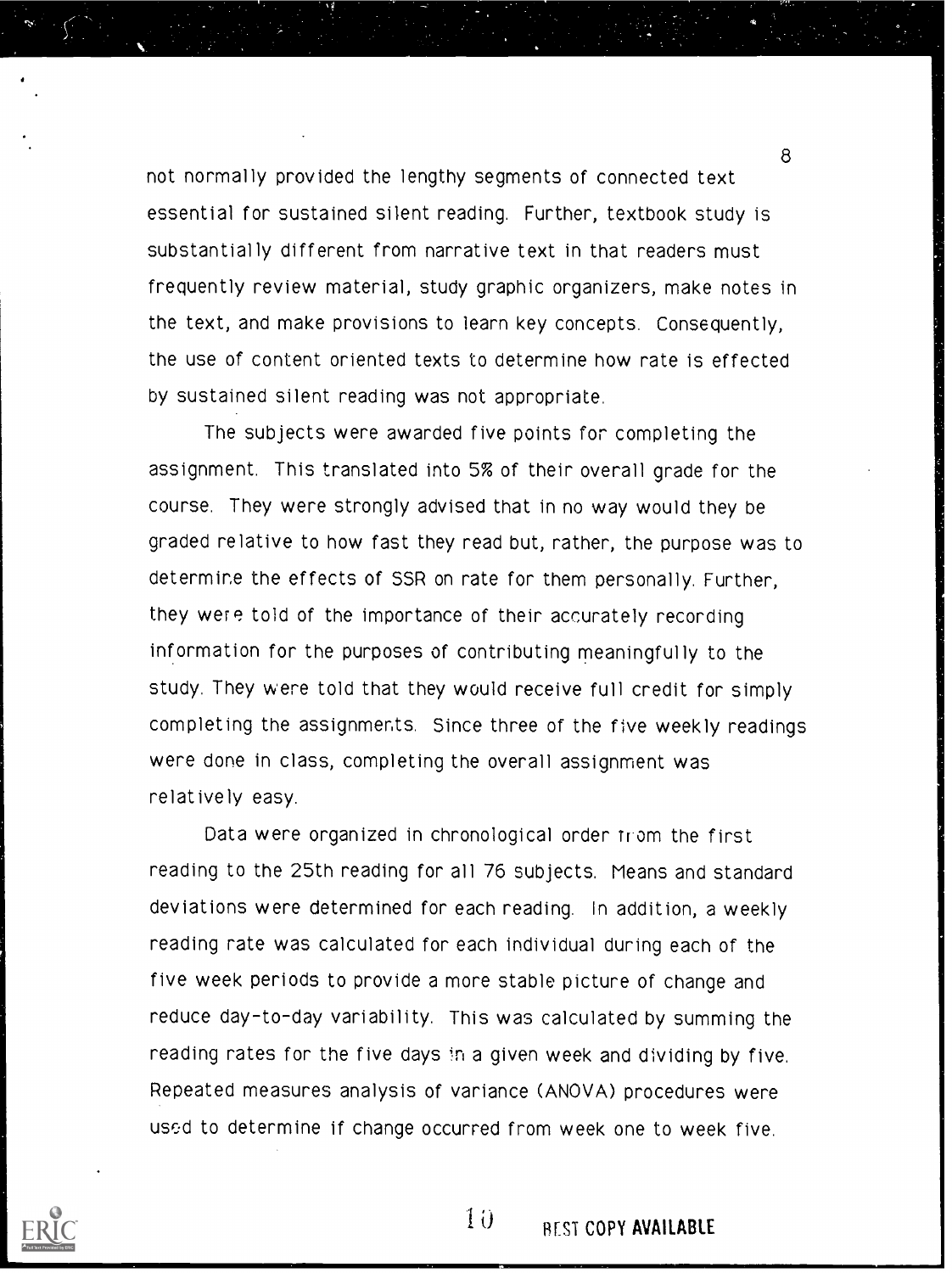not normally provided the lengthy segments of connected text essential for sustained silent reading. Further, textbook study is substantially different from narrative text in that readers must frequently review material, study graphic organizers, make notes in the text, and make provisions to learn key concepts. Consequently, the use of content oriented texts to determine how rate is effected by sustained silent reading was not appropriate.

The subjects were awarded five points for completing the assignment. This translated into 5% of their overall grade for the course. They were strongly advised that in no way would they be graded relative to how fast they read but, rather, the purpose was to determine the effects of SSR on rate for them personally. Further, they were told of the importance of their accurately recording information for the purposes of contributing meaningfully to the study. They were told that they would receive full credit for simply completing the assignments. Since three of the five weekly readings were done in class, completing the overall assignment was relatively easy.

Data were organized in chronological order from the first reading to the 25th reading for all 76 subjects. Means and standard deviations were determined for each reading. In addition, a weekly reading rate was calculated for each individual during each of the five week periods to provide a more stable picture of change and reduce day-to-day variability. This was calculated by summing the reading rates for the five days in a given week and dividing by five. Repeated measures analysis of variance (ANOVA) procedures were used to determine if change occurred from week one to week five.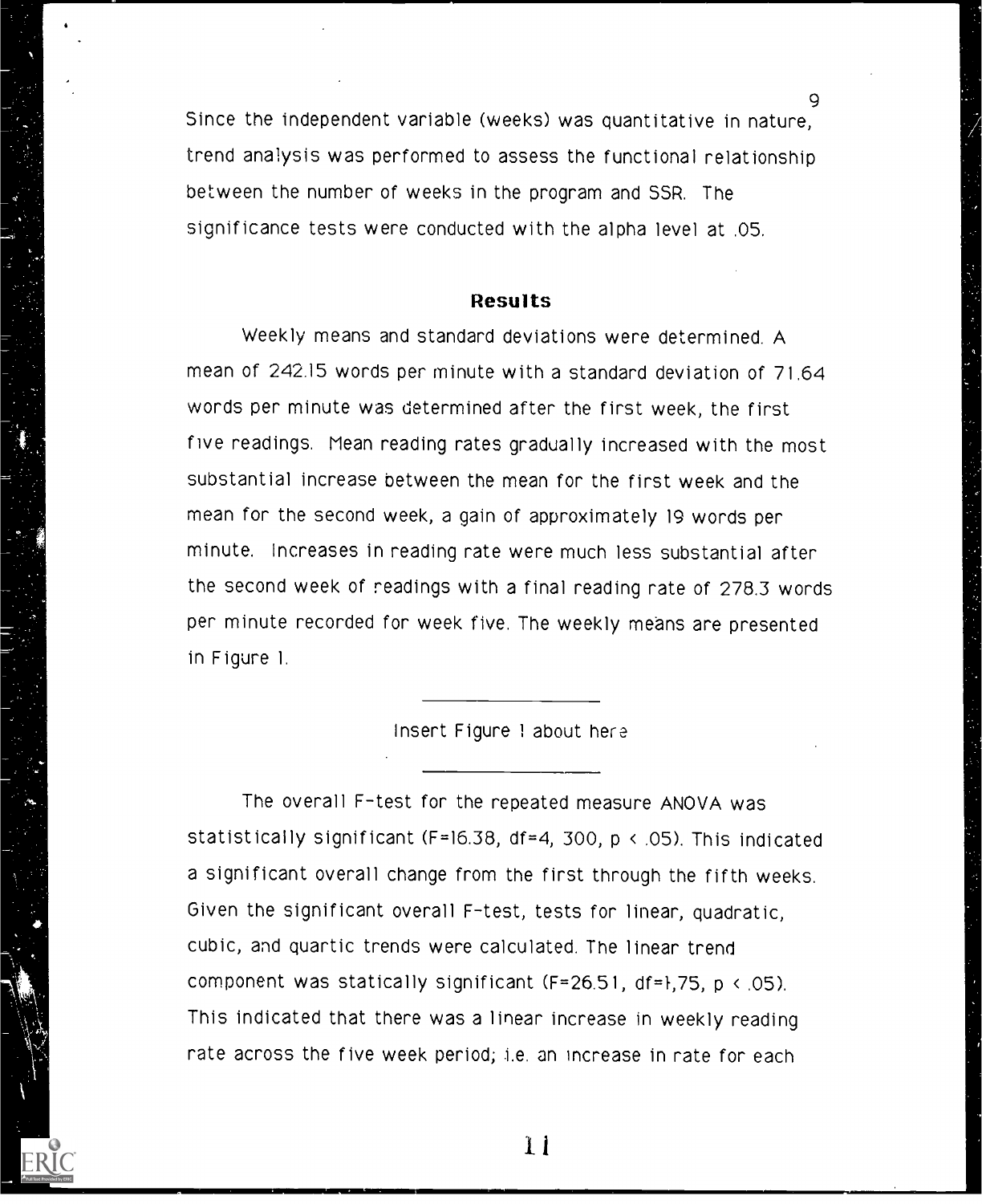Since the independent variable (weeks) was quantitative in nature, trend analysis was performed to assess the functional relationship between the number of weeks in the program and SSR. The significance tests were conducted with the alpha level at .05.

## Results

Weekly means and standard deviations were determined. A mean of 242.15 words per minute with a standard deviation of 71.64 words per minute was determined after the first week, the first five readings. Mean reading rates gradually increased with the most substantial increase between the mean for the first week and the mean for the second week, a gain of approximately 19 words per minute. Increases in reading rate were much less substantial after the second week of readings with a final reading rate of 278.3 words per minute recorded for week five. The weekly means are presented in Figure 1.

---

Insert Figure 1 about here

---

The overall F-test for the repeated measure ANOVA was statistically significant ($F=16.38$, $df=4, 300$, $p < .05$). This indicated a significant overall change from the first through the fifth weeks. Given the significant overall F-test, tests for linear, quadratic, cubic, and quartic trends were calculated. The linear trend component was statically significant ($F=26.51$, $df=1,75$, $p < .05$). This indicated that there was a linear increase in weekly reading rate across the five week period; i.e. an increase in rate for each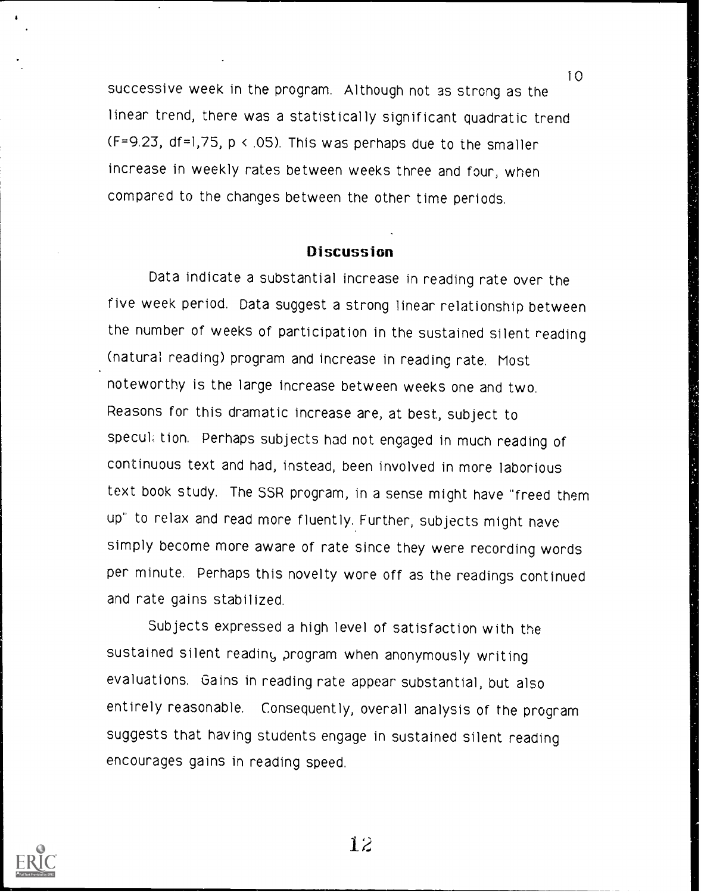successive week in the program. Although not as strong as the linear trend, there was a statistically significant quadratic trend ($F=9.23$, $df=1,75$, $p < .05$). This was perhaps due to the smaller increase in weekly rates between weeks three and four, when compared to the changes between the other time periods.

## Discussion

Data indicate a substantial increase in reading rate over the five week period. Data suggest a strong linear relationship between the number of weeks of participation in the sustained silent reading (natural reading) program and increase in reading rate. Most noteworthy is the large increase between weeks one and two. Reasons for this dramatic increase are, at best, subject to speculation. Perhaps subjects had not engaged in much reading of continuous text and had, instead, been involved in more laborious text book study. The SSR program, in a sense might have "freed them up" to relax and read more fluently. Further, subjects might have simply become more aware of rate since they were recording words per minute. Perhaps this novelty wore off as the readings continued and rate gains stabilized.

Subjects expressed a high level of satisfaction with the sustained silent reading program when anonymously writing evaluations. Gains in reading rate appear substantial, but also entirely reasonable. Consequently, overall analysis of the program suggests that having students engage in sustained silent reading encourages gains in reading speed.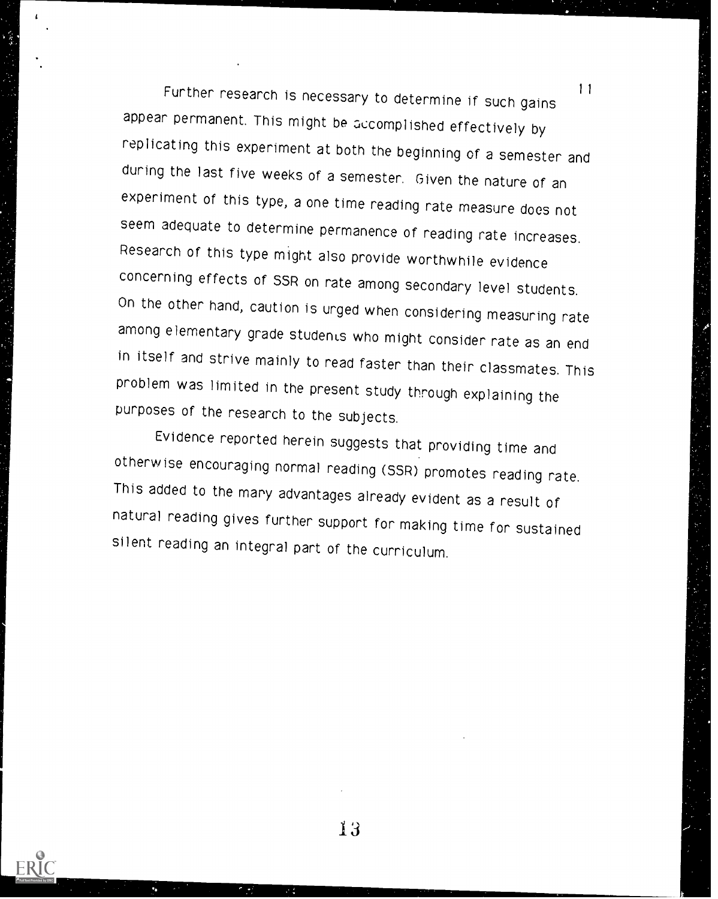Further research is necessary to determine if such gains appear permanent. This might be accomplished effectively by replicating this experiment at both the beginning of a semester and during the last five weeks of a semester. Given the nature of an experiment of this type, a one time reading rate measure does not seem adequate to determine permanence of reading rate increases. Research of this type might also provide worthwhile evidence concerning effects of SSR on rate among secondary level students. On the other hand, caution is urged when considering measuring rate among elementary grade students who might consider rate as an end in itself and strive mainly to read faster than their classmates. This problem was limited in the present study through explaining the purposes of the research to the subjects.

Evidence reported herein suggests that providing time and otherwise encouraging normal reading (SSR) promotes reading rate. This added to the many advantages already evident as a result of natural reading gives further support for making time for sustained silent reading an integral part of the curriculum.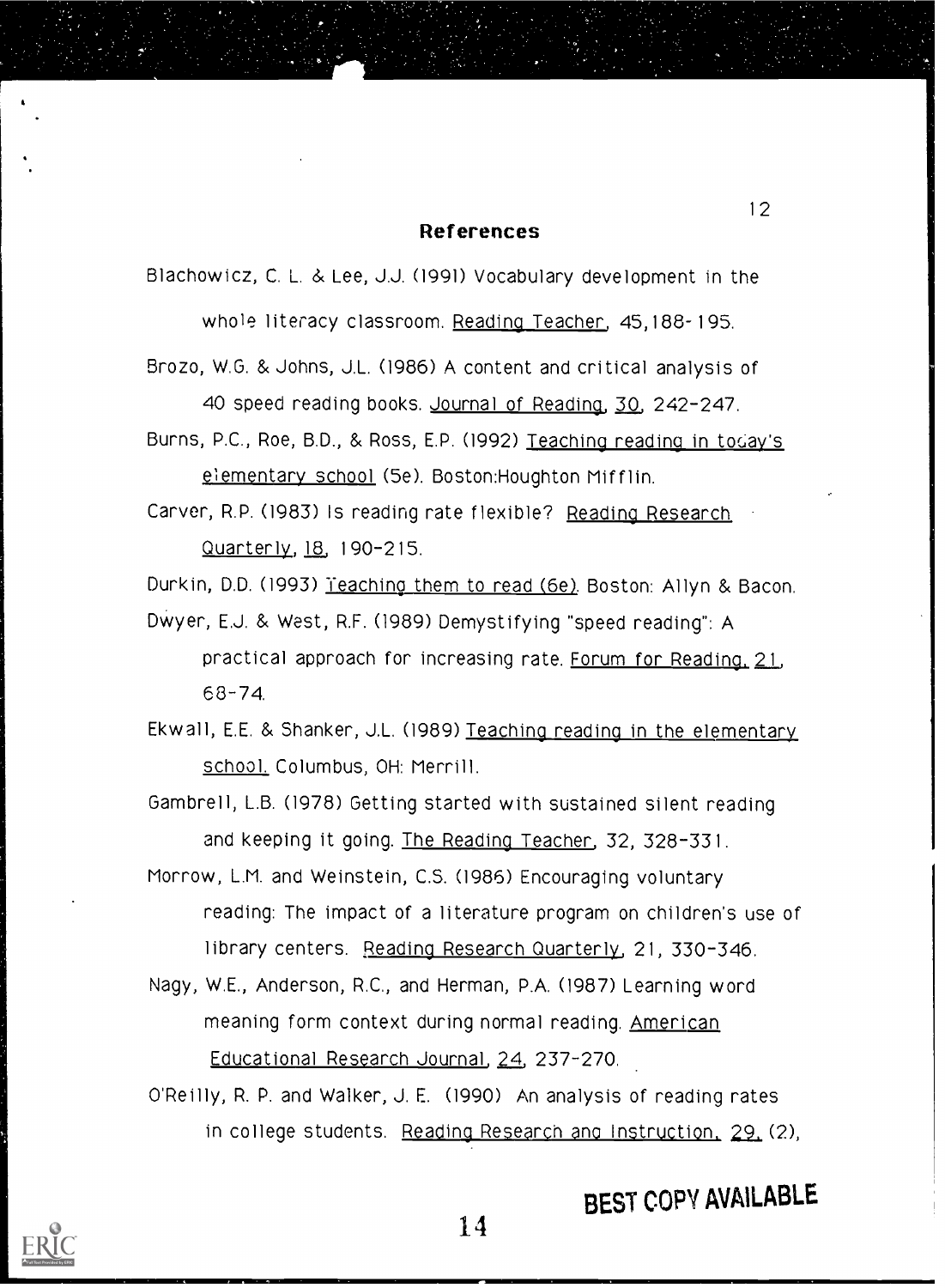## References

Blachowicz, C. L. & Lee, J.J. (1991) Vocabulary development in the whole literacy classroom. Reading Teacher, 45,188-195.

Brozo, W.G. & Johns, J.L. (1986) A content and critical analysis of 40 speed reading books. Journal of Reading, 30, 242-247.

Burns, P.C., Roe, B.D., & Ross, E.P. (1992) Teaching reading in today's elementary school (5e). Boston:Houghton Mifflin.

Carver, R.P. (1983) Is reading rate flexible? Reading Research Quarterly, 18, 190-215.

Durkin, D.D. (1993) Teaching them to read (6e). Boston: Allyn & Bacon.

Dwyer, E.J. & West, R.F. (1989) Demystifying "speed reading": A practical approach for increasing rate. Forum for Reading, 21, 68-74.

Ekwall, E.E. & Shanker, J.L. (1989) Teaching reading in the elementary school. Columbus, OH: Merrill.

Gambrell, L.B. (1978) Getting started with sustained silent reading and keeping it going. The Reading Teacher, 32, 328-331.

Morrow, L.M. and Weinstein, C.S. (1986) Encouraging voluntary reading: The impact of a literature program on children's use of library centers. Reading Research Quarterly, 21, 330-346.

Nagy, W.E., Anderson, R.C., and Herman, P.A. (1987) Learning word meaning form context during normal reading. American Educational Research Journal, 24, 237-270.

O'Reilly, R. P. and Walker, J. E. (1990) An analysis of reading rates in college students. Reading Research and Instruction, 29, (2),

BEST COPY AVAILABLE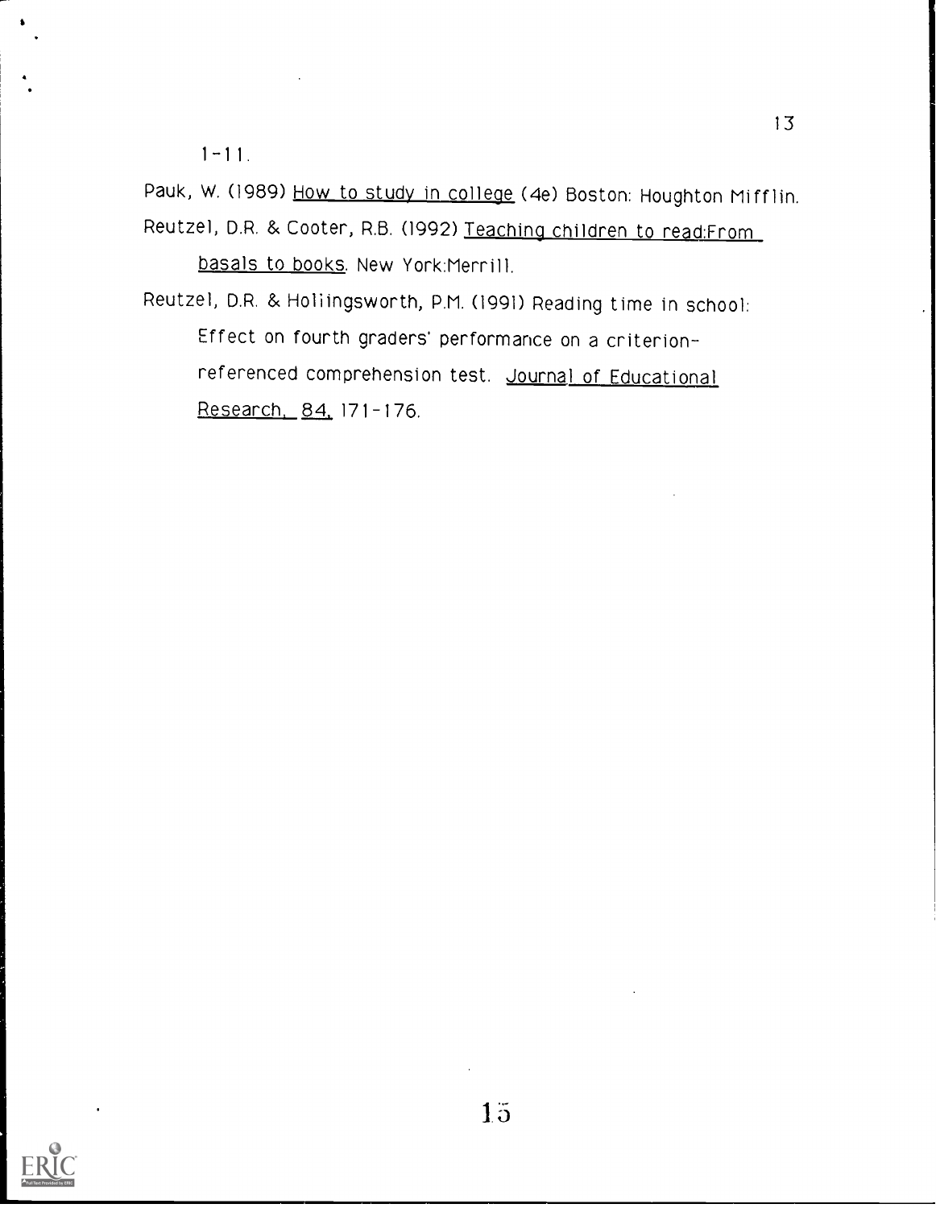1-11.

Pauk, W. (1989) How to study in college (4e) Boston: Houghton Mifflin.

Reutzel, D.R. & Cooter, R.B. (1992) Teaching children to read:From basals to books. New York:Merrill.

Reutzel, D.R. & Hollingsworth, P.M. (1991) Reading time in school: Effect on fourth graders' performance on a criterion-referenced comprehension test. Journal of Educational Research, 84, 171-176.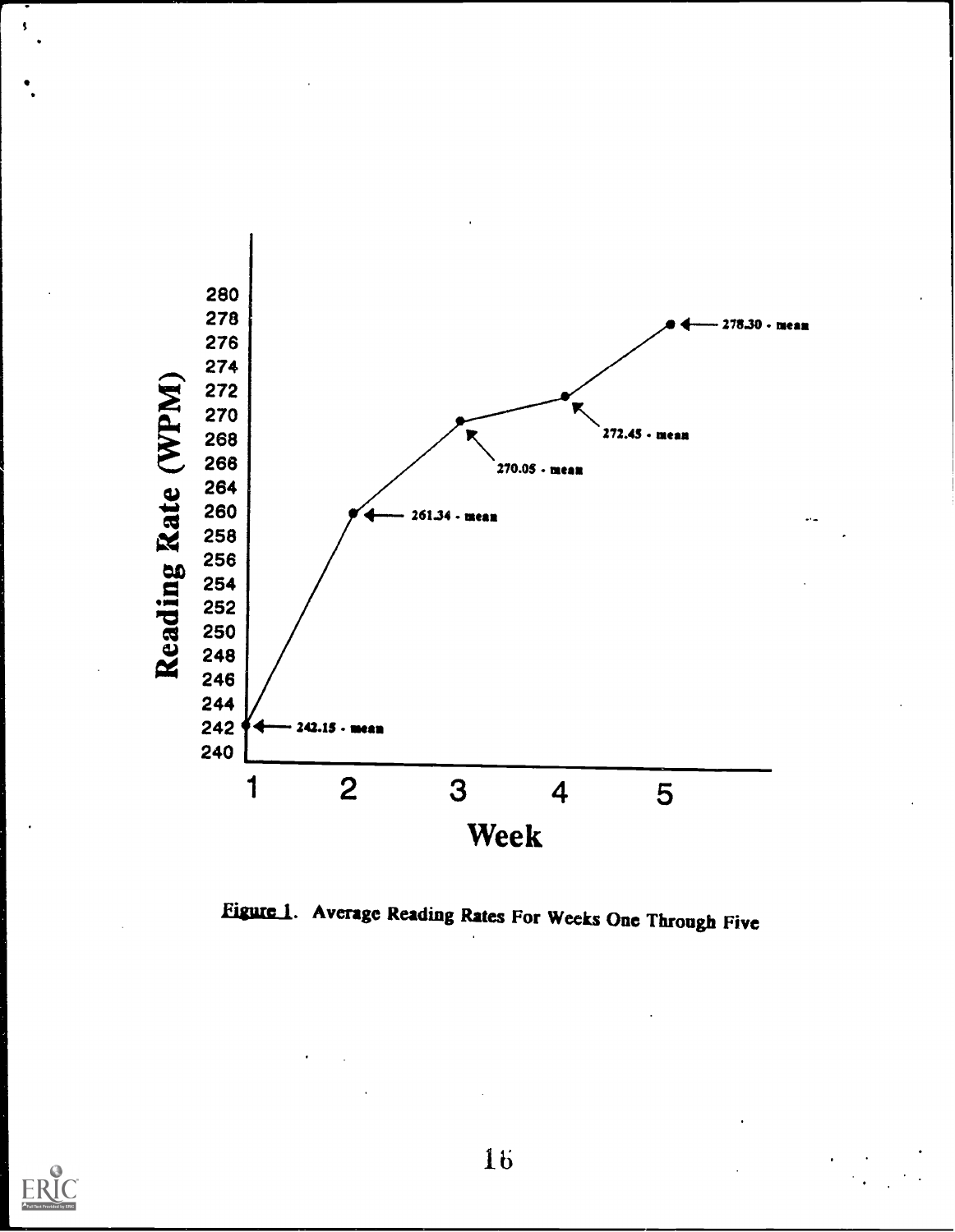Reading Rate (WPM)

280
278
276
274
272
270
268
266
264
260
258
256
254
252
250
248
246
244
242
240

1 2 3 4 5

Week

242.15 - mean

261.34 - mean

270.05 - mean

272.45 - mean

278.30 - mean

Figure 1. Average Reading Rates For Weeks One Through Five